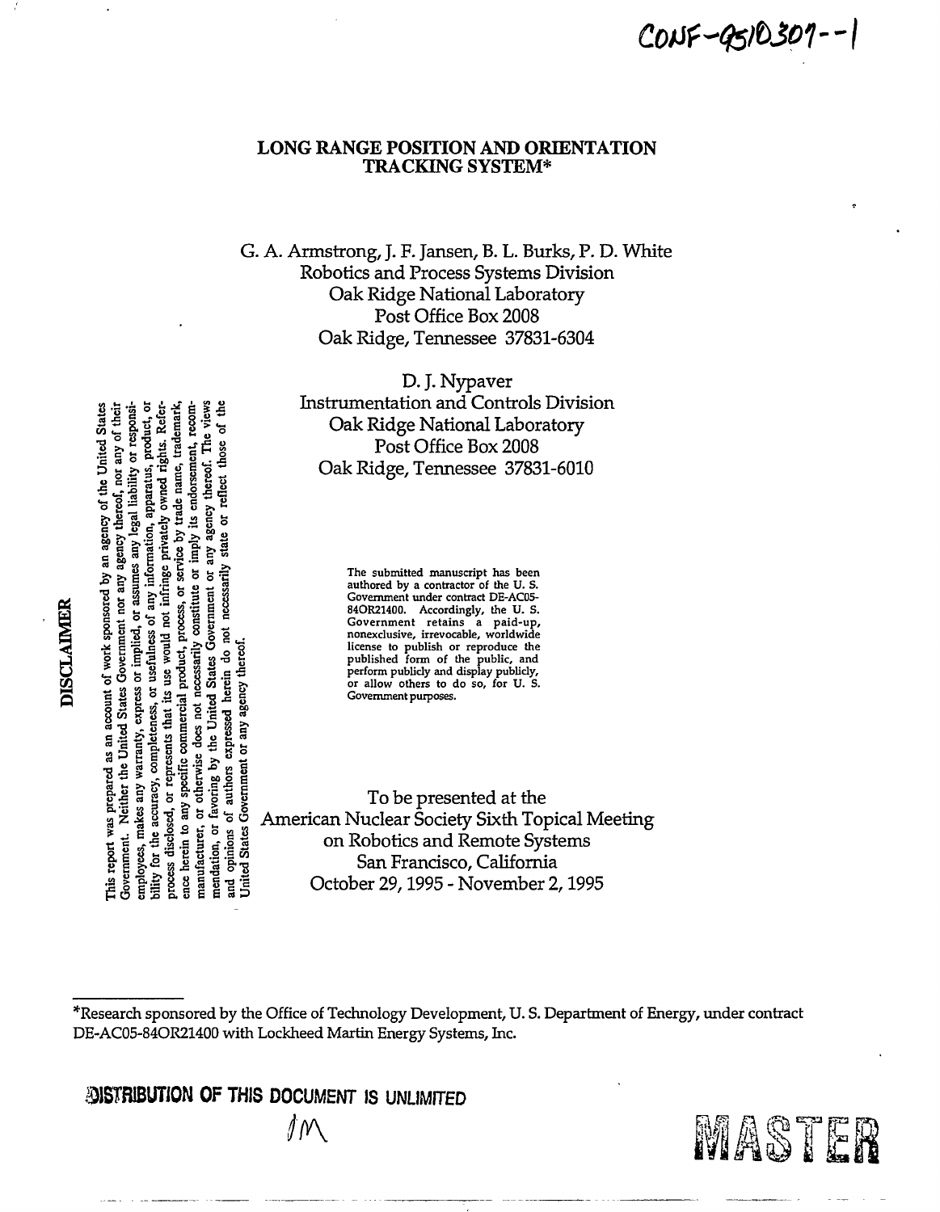CONF-9510307--1

# LONG RANGE POSITION AND ORIENTATION TRACKING SYSTEM*

G. A. Armstrong, J. F. Jansen, B. L. Burks, P. D. White
Robotics and Process Systems Division
Oak Ridge National Laboratory
Post Office Box 2008
Oak Ridge, Tennessee 37831-6304

D. J. Nypaver
Instrumentation and Controls Division
Oak Ridge National Laboratory
Post Office Box 2008
Oak Ridge, Tennessee 37831-6010

The submitted manuscript has been authored by a contractor of the U. S. Government under contract DE-AC05-84OR21400. Accordingly, the U. S. Government retains a paid-up, nonexclusive, irrevocable, worldwide license to publish or reproduce the published form of the public, and perform publicly and display publicly, or allow others to do so, for U. S. Government purposes.

To be presented at the
American Nuclear Society Sixth Topical Meeting
on Robotics and Remote Systems
San Francisco, California
October 29, 1995 - November 2, 1995

**DISCLAIMER**

This report was prepared as an account of work sponsored by an agency of the United States Government. Neither the United States Government nor any agency thereof, nor any of their employees, makes any warranty, express or implied, or assumes any legal liability or responsibility for the accuracy, completeness, or usefulness of any information, apparatus, product, or process disclosed, or represents that its use would not infringe privately owned rights. Reference herein to any specific commercial product, process, or service by trade name, trademark, manufacturer, or otherwise does not necessarily constitute or imply its endorsement, recommendation, or favoring by the United States Government or any agency thereof. The views and opinions of authors expressed herein do not necessarily state or reflect those of the United States Government or any agency thereof.

*Research sponsored by the Office of Technology Development, U. S. Department of Energy, under contract DE-AC05-84OR21400 with Lockheed Martin Energy Systems, Inc.

DISTRIBUTION OF THIS DOCUMENT IS UNLIMITED

MASTER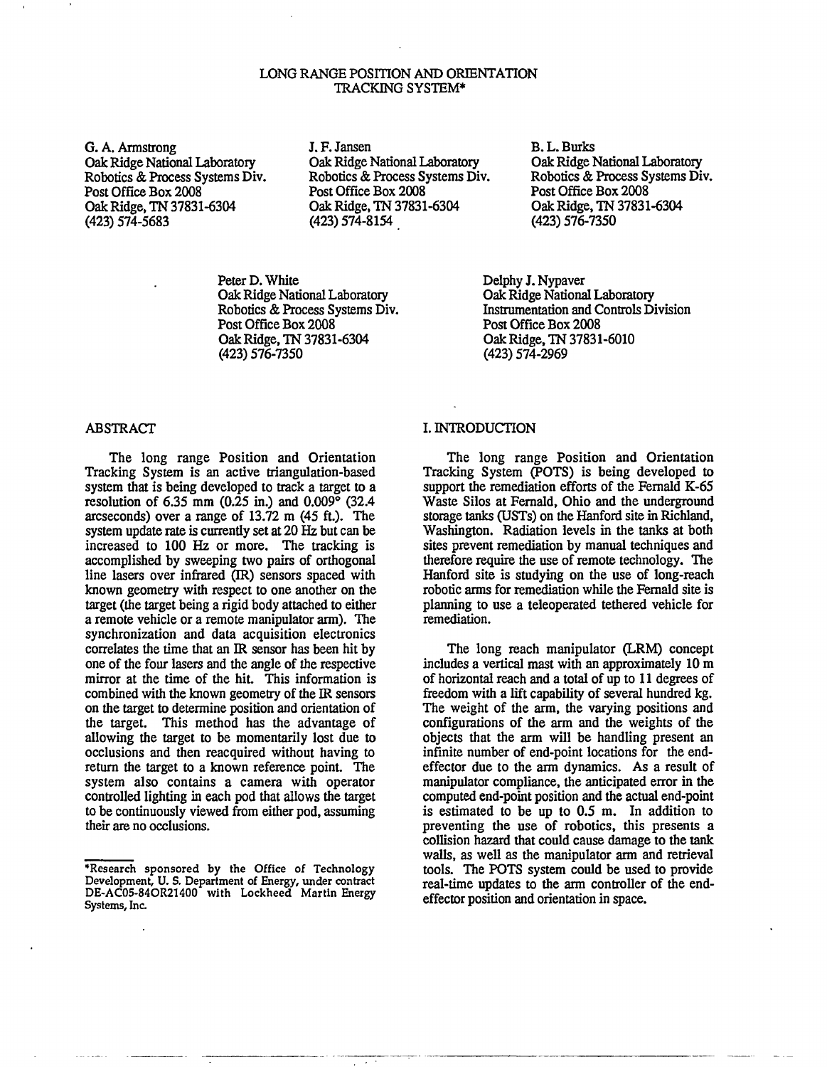# LONG RANGE POSITION AND ORIENTATION TRACKING SYSTEM*

G. A. Armstrong
Oak Ridge National Laboratory
Robotics & Process Systems Div.
Post Office Box 2008
Oak Ridge, TN 37831-6304
(423) 574-5683

J. F. Jansen
Oak Ridge National Laboratory
Robotics & Process Systems Div.
Post Office Box 2008
Oak Ridge, TN 37831-6304
(423) 574-8154

B. L. Burks
Oak Ridge National Laboratory
Robotics & Process Systems Div.
Post Office Box 2008
Oak Ridge, TN 37831-6304
(423) 576-7350

Peter D. White
Oak Ridge National Laboratory
Robotics & Process Systems Div.
Post Office Box 2008
Oak Ridge, TN 37831-6304
(423) 576-7350

Delphy J. Nypaver
Oak Ridge National Laboratory
Instrumentation and Controls Division
Post Office Box 2008
Oak Ridge, TN 37831-6010
(423) 574-2969

## ABSTRACT

The long range Position and Orientation Tracking System is an active triangulation-based system that is being developed to track a target to a resolution of 6.35 mm (0.25 in.) and 0.009° (32.4 arcseconds) over a range of 13.72 m (45 ft.). The system update rate is currently set at 20 Hz but can be increased to 100 Hz or more. The tracking is accomplished by sweeping two pairs of orthogonal line lasers over infrared (IR) sensors spaced with known geometry with respect to one another on the target (the target being a rigid body attached to either a remote vehicle or a remote manipulator arm). The synchronization and data acquisition electronics correlates the time that an IR sensor has been hit by one of the four lasers and the angle of the respective mirror at the time of the hit. This information is combined with the known geometry of the IR sensors on the target to determine position and orientation of the target. This method has the advantage of allowing the target to be momentarily lost due to occlusions and then reacquired without having to return the target to a known reference point. The system also contains a camera with operator controlled lighting in each pod that allows the target to be continuously viewed from either pod, assuming their are no occlusions.

*Research sponsored by the Office of Technology Development, U. S. Department of Energy, under contract DE-AC05-84OR21400 with Lockheed Martin Energy Systems, Inc.

## I. INTRODUCTION

The long range Position and Orientation Tracking System (POTS) is being developed to support the remediation efforts of the Fernald K-65 Waste Silos at Fernald, Ohio and the underground storage tanks (USTs) on the Hanford site in Richland, Washington. Radiation levels in the tanks at both sites prevent remediation by manual techniques and therefore require the use of remote technology. The Hanford site is studying on the use of long-reach robotic arms for remediation while the Fernald site is planning to use a teleoperated tethered vehicle for remediation.

The long reach manipulator (LRM) concept includes a vertical mast with an approximately 10 m of horizontal reach and a total of up to 11 degrees of freedom with a lift capability of several hundred kg. The weight of the arm, the varying positions and configurations of the arm and the weights of the objects that the arm will be handling present an infinite number of end-point locations for the end-effector due to the arm dynamics. As a result of manipulator compliance, the anticipated error in the computed end-point position and the actual end-point is estimated to be up to 0.5 m. In addition to preventing the use of robotics, this presents a collision hazard that could cause damage to the tank walls, as well as the manipulator arm and retrieval tools. The POTS system could be used to provide real-time updates to the arm controller of the end-effector position and orientation in space.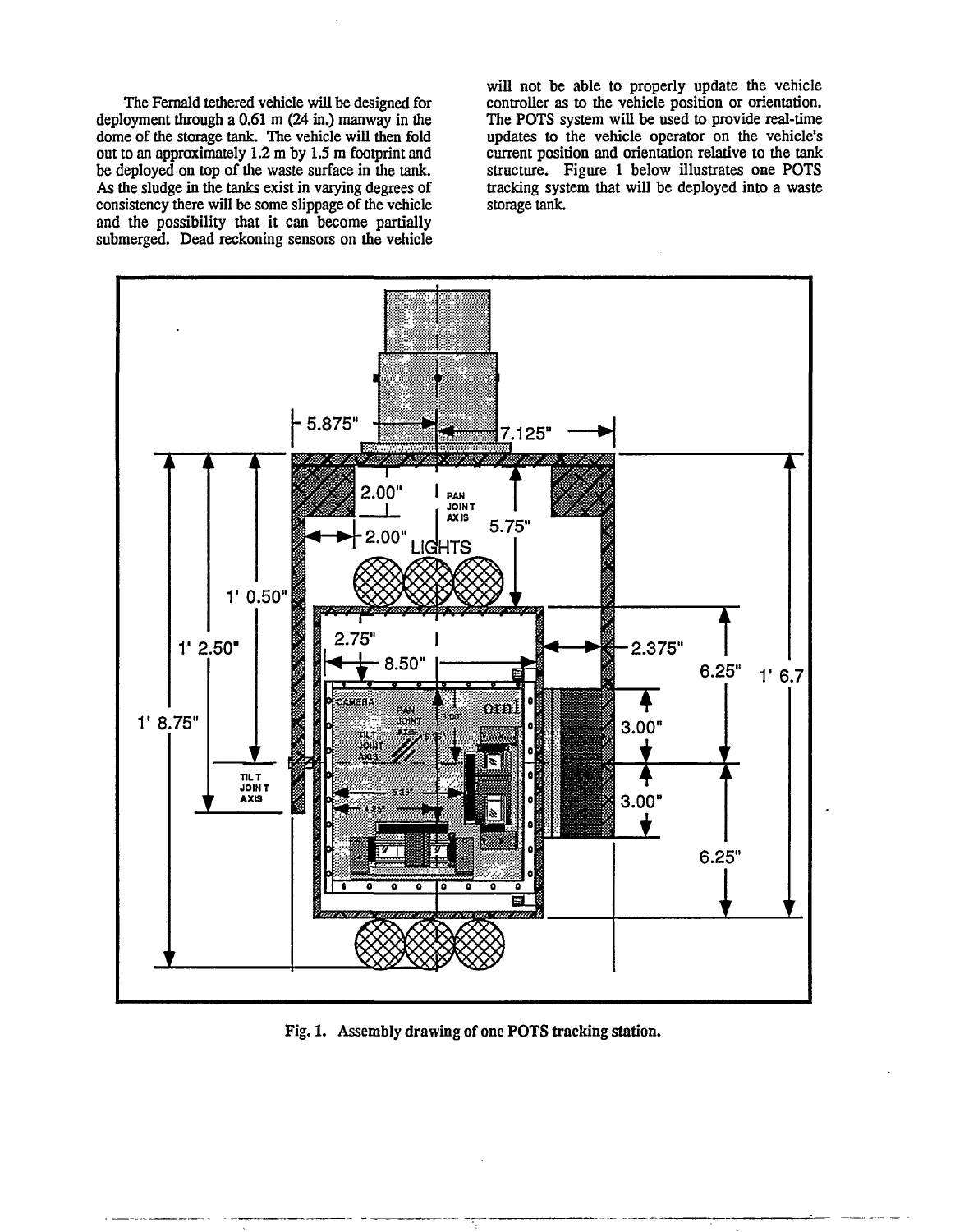The Fernald tethered vehicle will be designed for deployment through a 0.61 m (24 in.) manway in the dome of the storage tank. The vehicle will then fold out to an approximately 1.2 m by 1.5 m footprint and be deployed on top of the waste surface in the tank. As the sludge in the tanks exist in varying degrees of consistency there will be some slippage of the vehicle and the possibility that it can become partially submerged. Dead reckoning sensors on the vehicle will not be able to properly update the vehicle controller as to the vehicle position or orientation. The POTS system will be used to provide real-time updates to the vehicle operator on the vehicle's current position and orientation relative to the tank structure. Figure 1 below illustrates one POTS tracking system that will be deployed into a waste storage tank.

**Fig. 1. Assembly drawing of one POTS tracking station.**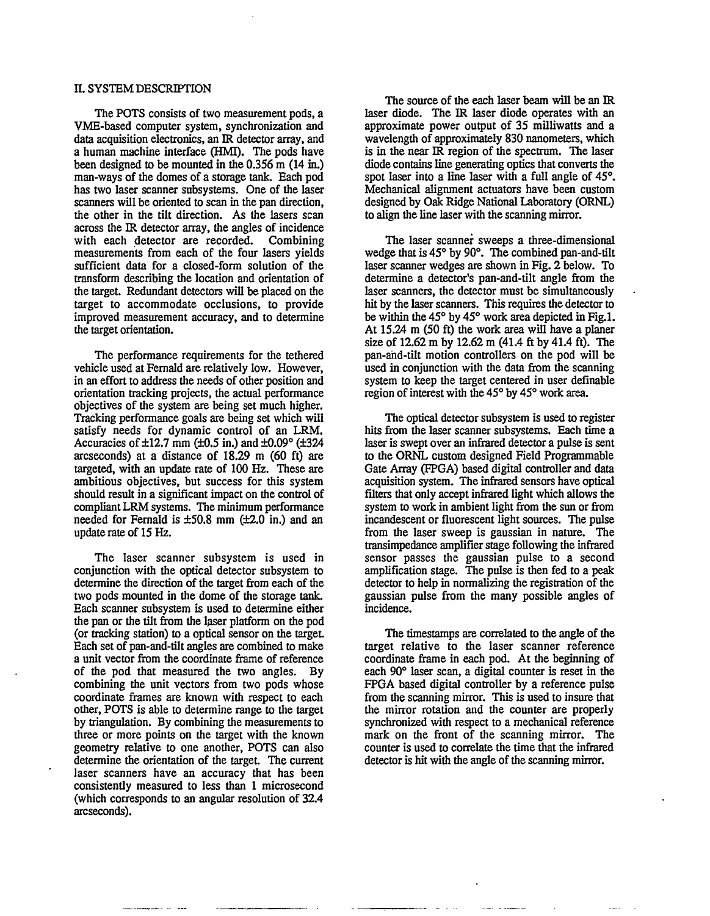## II. SYSTEM DESCRIPTION

The POTS consists of two measurement pods, a VME-based computer system, synchronization and data acquisition electronics, an IR detector array, and a human machine interface (HMI). The pods have been designed to be mounted in the 0.356 m (14 in.) man-ways of the domes of a storage tank. Each pod has two laser scanner subsystems. One of the laser scanners will be oriented to scan in the pan direction, the other in the tilt direction. As the lasers scan across the IR detector array, the angles of incidence with each detector are recorded. Combining measurements from each of the four lasers yields sufficient data for a closed-form solution of the transform describing the location and orientation of the target. Redundant detectors will be placed on the target to accommodate occlusions, to provide improved measurement accuracy, and to determine the target orientation.

The performance requirements for the tethered vehicle used at Fernald are relatively low. However, in an effort to address the needs of other position and orientation tracking projects, the actual performance objectives of the system are being set much higher. Tracking performance goals are being set which will satisfy needs for dynamic control of an LRM. Accuracies of ±12.7 mm (±0.5 in.) and ±0.09° (±324 arcseconds) at a distance of 18.29 m (60 ft) are targeted, with an update rate of 100 Hz. These are ambitious objectives, but success for this system should result in a significant impact on the control of compliant LRM systems. The minimum performance needed for Fernald is ±50.8 mm (±2.0 in.) and an update rate of 15 Hz.

The laser scanner subsystem is used in conjunction with the optical detector subsystem to determine the direction of the target from each of the two pods mounted in the dome of the storage tank. Each scanner subsystem is used to determine either the pan or the tilt from the laser platform on the pod (or tracking station) to a optical sensor on the target. Each set of pan-and-tilt angles are combined to make a unit vector from the coordinate frame of reference of the pod that measured the two angles. By combining the unit vectors from two pods whose coordinate frames are known with respect to each other, POTS is able to determine range to the target by triangulation. By combining the measurements to three or more points on the target with the known geometry relative to one another, POTS can also determine the orientation of the target. The current laser scanners have an accuracy that has been consistently measured to less than 1 microsecond (which corresponds to an angular resolution of 32.4 arcseconds).

The source of the each laser beam will be an IR laser diode. The IR laser diode operates with an approximate power output of 35 milliwatts and a wavelength of approximately 830 nanometers, which is in the near IR region of the spectrum. The laser diode contains line generating optics that converts the spot laser into a line laser with a full angle of 45°. Mechanical alignment actuators have been custom designed by Oak Ridge National Laboratory (ORNL) to align the line laser with the scanning mirror.

The laser scanner sweeps a three-dimensional wedge that is 45° by 90°. The combined pan-and-tilt laser scanner wedges are shown in Fig. 2 below. To determine a detector's pan-and-tilt angle from the laser scanners, the detector must be simultaneously hit by the laser scanners. This requires the detector to be within the 45° by 45° work area depicted in Fig.1. At 15.24 m (50 ft) the work area will have a planer size of 12.62 m by 12.62 m (41.4 ft by 41.4 ft). The pan-and-tilt motion controllers on the pod will be used in conjunction with the data from the scanning system to keep the target centered in user definable region of interest with the 45° by 45° work area.

The optical detector subsystem is used to register hits from the laser scanner subsystems. Each time a laser is swept over an infrared detector a pulse is sent to the ORNL custom designed Field Programmable Gate Array (FPGA) based digital controller and data acquisition system. The infrared sensors have optical filters that only accept infrared light which allows the system to work in ambient light from the sun or from incandescent or fluorescent light sources. The pulse from the laser sweep is gaussian in nature. The transimpedance amplifier stage following the infrared sensor passes the gaussian pulse to a second amplification stage. The pulse is then fed to a peak detector to help in normalizing the registration of the gaussian pulse from the many possible angles of incidence.

The timestamps are correlated to the angle of the target relative to the laser scanner reference coordinate frame in each pod. At the beginning of each 90° laser scan, a digital counter is reset in the FPGA based digital controller by a reference pulse from the scanning mirror. This is used to insure that the mirror rotation and the counter are properly synchronized with respect to a mechanical reference mark on the front of the scanning mirror. The counter is used to correlate the time that the infrared detector is hit with the angle of the scanning mirror.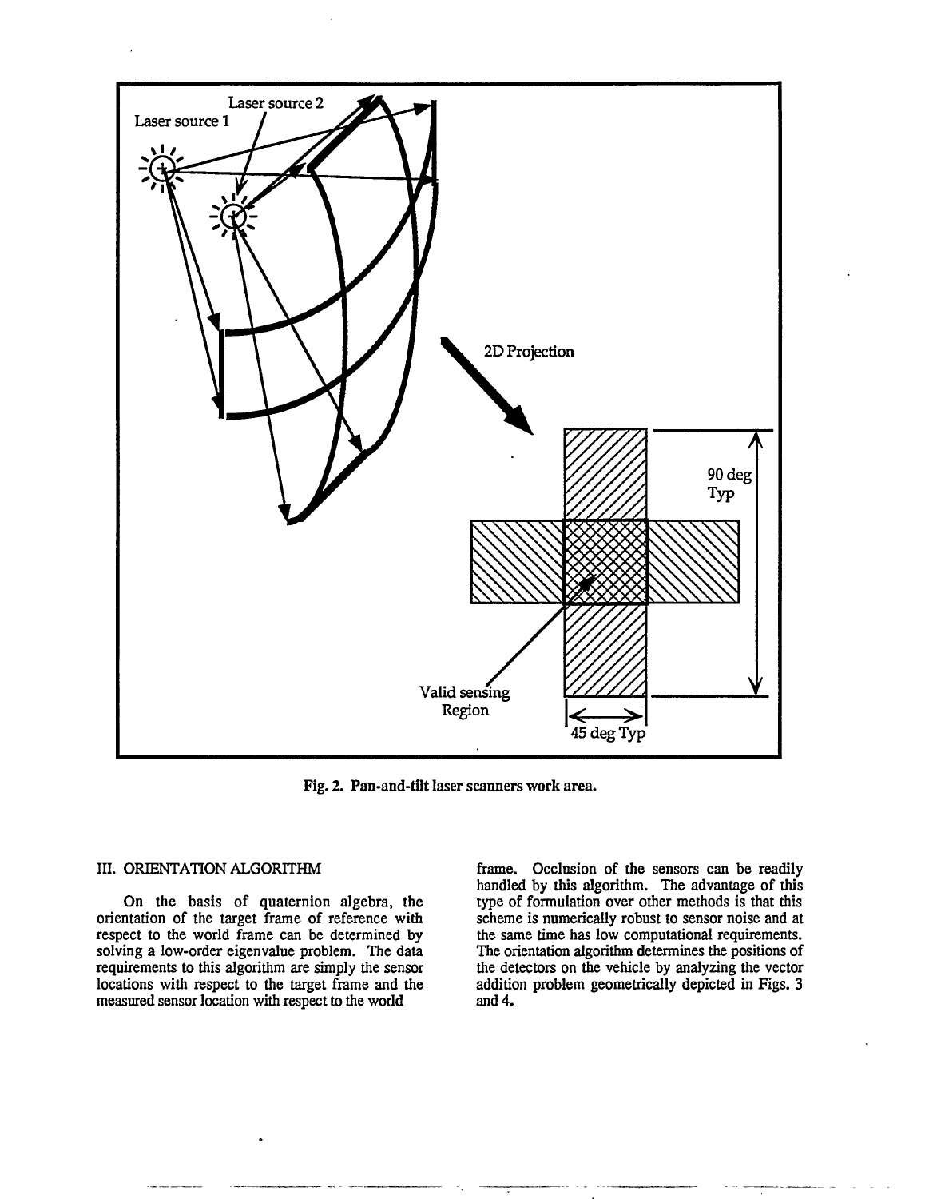Fig. 2. Pan-and-tilt laser scanners work area.

## III. ORIENTATION ALGORITHM

On the basis of quaternion algebra, the orientation of the target frame of reference with respect to the world frame can be determined by solving a low-order eigenvalue problem. The data requirements to this algorithm are simply the sensor locations with respect to the target frame and the measured sensor location with respect to the world frame. Occlusion of the sensors can be readily handled by this algorithm. The advantage of this type of formulation over other methods is that this scheme is numerically robust to sensor noise and at the same time has low computational requirements. The orientation algorithm determines the positions of the detectors on the vehicle by analyzing the vector addition problem geometrically depicted in Figs. 3 and 4.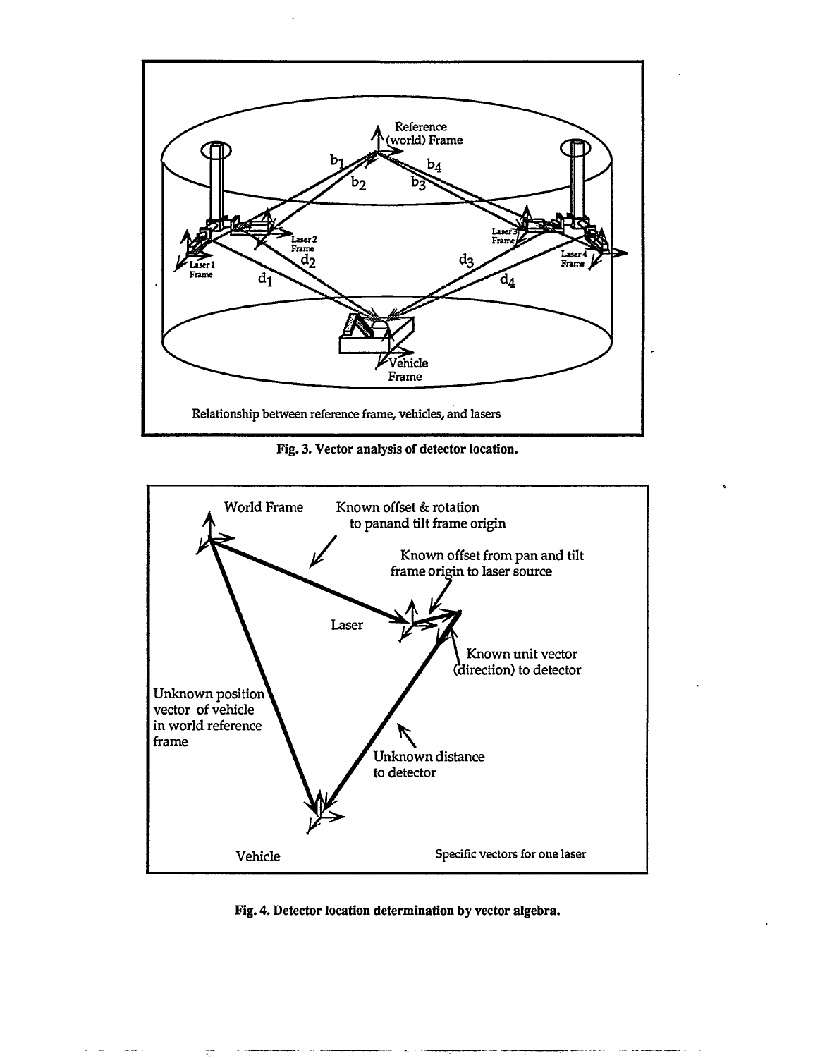**Fig. 3. Vector analysis of detector location.**

**Fig. 4. Detector location determination by vector algebra.**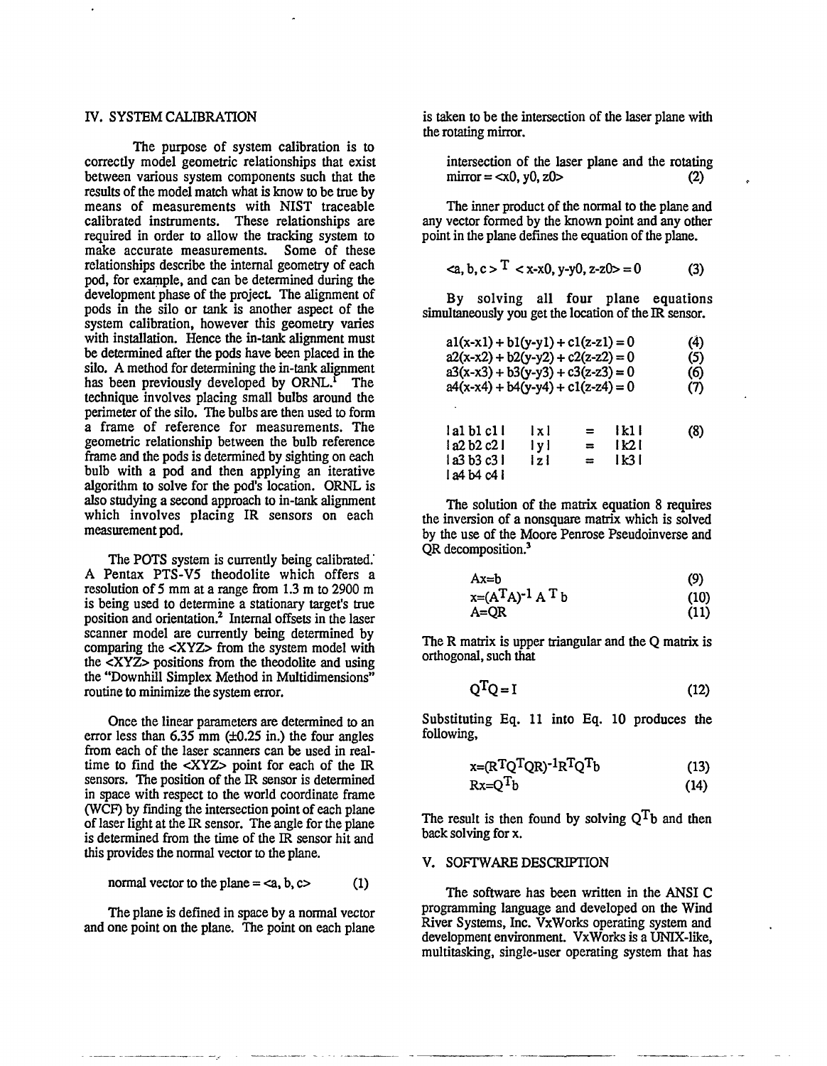## IV. SYSTEM CALIBRATION

The purpose of system calibration is to correctly model geometric relationships that exist between various system components such that the results of the model match what is know to be true by means of measurements with NIST traceable calibrated instruments. These relationships are required in order to allow the tracking system to make accurate measurements. Some of these relationships describe the internal geometry of each pod, for example, and can be determined during the development phase of the project. The alignment of pods in the silo or tank is another aspect of the system calibration, however this geometry varies with installation. Hence the in-tank alignment must be determined after the pods have been placed in the silo. A method for determining the in-tank alignment has been previously developed by ORNL.[1] The technique involves placing small bulbs around the perimeter of the silo. The bulbs are then used to form a frame of reference for measurements. The geometric relationship between the bulb reference frame and the pods is determined by sighting on each bulb with a pod and then applying an iterative algorithm to solve for the pod's location. ORNL is also studying a second approach to in-tank alignment which involves placing IR sensors on each measurement pod.

The POTS system is currently being calibrated. A Pentax PTS-V5 theodolite which offers a resolution of 5 mm at a range from 1.3 m to 2900 m is being used to determine a stationary target's true position and orientation.[2] Internal offsets in the laser scanner model are currently being determined by comparing the <XYZ> from the system model with the <XYZ> positions from the theodolite and using the "Downhill Simplex Method in Multidimensions" routine to minimize the system error.

Once the linear parameters are determined to an error less than 6.35 mm (±0.25 in.) the four angles from each of the laser scanners can be used in real-time to find the <XYZ> point for each of the IR sensors. The position of the IR sensor is determined in space with respect to the world coordinate frame (WCF) by finding the intersection point of each plane of laser light at the IR sensor. The angle for the plane is determined from the time of the IR sensor hit and this provides the normal vector to the plane.

$$\text{normal vector to the plane} = \langle a, b, c\rangle \quad (1)$$

The plane is defined in space by a normal vector and one point on the plane. The point on each plane is taken to be the intersection of the laser plane with the rotating mirror.

$$\text{intersection of the laser plane and the rotating mirror} = \langle x0, y0, z0\rangle \quad (2)$$

The inner product of the normal to the plane and any vector formed by the known point and any other point in the plane defines the equation of the plane.

$$\langle a, b, c\rangle^T \langle x-x0, y-y0, z-z0\rangle = 0 \quad (3)$$

By solving all four plane equations simultaneously you get the location of the IR sensor.

$$a1(x-x1) + b1(y-y1) + c1(z-z1) = 0 \quad (4)$$
$$a2(x-x2) + b2(y-y2) + c2(z-z2) = 0 \quad (5)$$
$$a3(x-x3) + b3(y-y3) + c3(z-z3) = 0 \quad (6)$$
$$a4(x-x4) + b4(y-y4) + c1(z-z4) = 0 \quad (7)$$

$$\begin{vmatrix} a1 & b1 & c1 \\ a2 & b2 & c2 \\ a3 & b3 & c3 \\ a4 & b4 & c4 \end{vmatrix} \begin{vmatrix} x \\ y \\ z \end{vmatrix} = \begin{vmatrix} k1 \\ k2 \\ k3 \end{vmatrix} \quad (8)$$

The solution of the matrix equation 8 requires the inversion of a nonsquare matrix which is solved by the use of the Moore Penrose Pseudoinverse and QR decomposition.[3]

$$Ax=b \quad (9)$$
$$x=(A^TA)^{-1} A^T b \quad (10)$$
$$A=QR \quad (11)$$

The R matrix is upper triangular and the Q matrix is orthogonal, such that

$$Q^TQ = I \quad (12)$$

Substituting Eq. 11 into Eq. 10 produces the following,

$$x=(R^TQ^TQR)^{-1}R^TQ^Tb \quad (13)$$
$$Rx=Q^Tb \quad (14)$$

The result is then found by solving $Q^Tb$ and then back solving for x.

## V. SOFTWARE DESCRIPTION

The software has been written in the ANSI C programming language and developed on the Wind River Systems, Inc. VxWorks operating system and development environment. VxWorks is a UNIX-like, multitasking, single-user operating system that has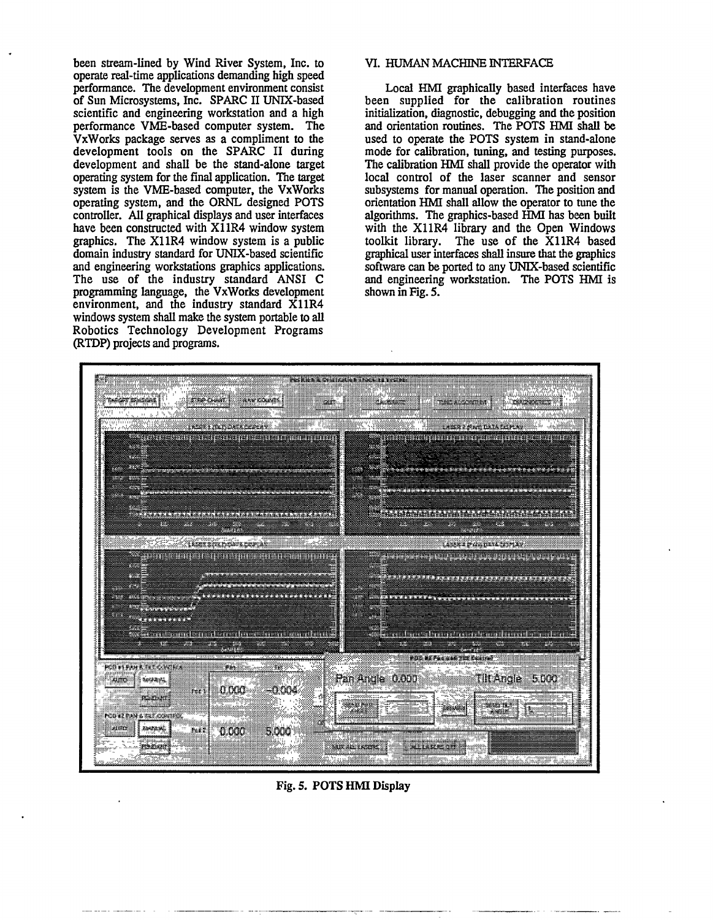been stream-lined by Wind River System, Inc. to operate real-time applications demanding high speed performance. The development environment consist of Sun Microsystems, Inc. SPARC II UNIX-based scientific and engineering workstation and a high performance VME-based computer system. The VxWorks package serves as a compliment to the development tools on the SPARC II during development and shall be the stand-alone target operating system for the final application. The target system is the VME-based computer, the VxWorks operating system, and the ORNL designed POTS controller. All graphical displays and user interfaces have been constructed with X11R4 window system graphics. The X11R4 window system is a public domain industry standard for UNIX-based scientific and engineering workstations graphics applications. The use of the industry standard ANSI C programming language, the VxWorks development environment, and the industry standard X11R4 windows system shall make the system portable to all Robotics Technology Development Programs (RTDP) projects and programs.

## VI. HUMAN MACHINE INTERFACE

Local HMI graphically based interfaces have been supplied for the calibration routines initialization, diagnostic, debugging and the position and orientation routines. The POTS HMI shall be used to operate the POTS system in stand-alone mode for calibration, tuning, and testing purposes. The calibration HMI shall provide the operator with local control of the laser scanner and sensor subsystems for manual operation. The position and orientation HMI shall allow the operator to tune the algorithms. The graphics-based HMI has been built with the X11R4 library and the Open Windows toolkit library. The use of the X11R4 based graphical user interfaces shall insure that the graphics software can be ported to any UNIX-based scientific and engineering workstation. The POTS HMI is shown in Fig. 5.

**Fig. 5. POTS HMI Display**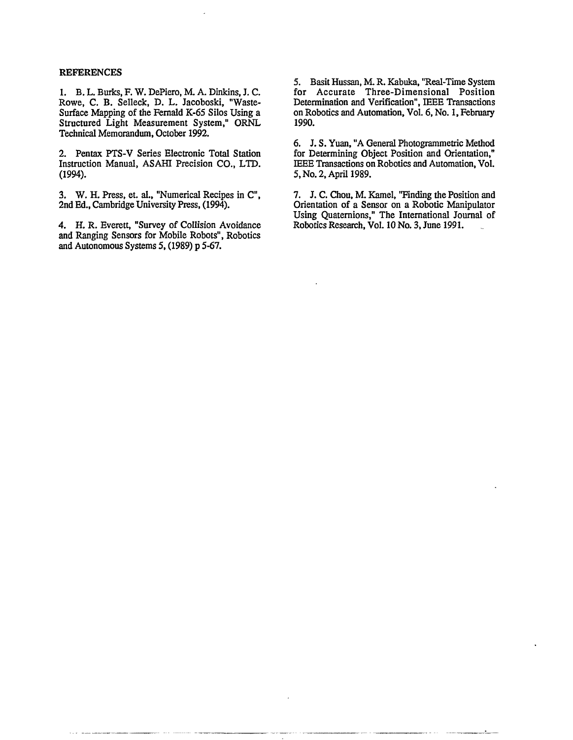## REFERENCES

1. B. L. Burks, F. W. DePiero, M. A. Dinkins, J. C. Rowe, C. B. Selleck, D. L. Jacoboski, "Waste-Surface Mapping of the Fernald K-65 Silos Using a Structured Light Measurement System," ORNL Technical Memorandum, October 1992.

2. Pentax PTS-V Series Electronic Total Station Instruction Manual, ASAHI Precision CO., LTD. (1994).

3. W. H. Press, et. al., "Numerical Recipes in C", 2nd Ed., Cambridge University Press, (1994).

4. H. R. Everett, "Survey of Collision Avoidance and Ranging Sensors for Mobile Robots", Robotics and Autonomous Systems 5, (1989) p 5-67.

5. Basit Hussan, M. R. Kabuka, "Real-Time System for Accurate Three-Dimensional Position Determination and Verification", IEEE Transactions on Robotics and Automation, Vol. 6, No. 1, February 1990.

6. J. S. Yuan, "A General Photogrammetric Method for Determining Object Position and Orientation," IEEE Transactions on Robotics and Automation, Vol. 5, No. 2, April 1989.

7. J. C. Chou, M. Kamel, "Finding the Position and Orientation of a Sensor on a Robotic Manipulator Using Quaternions," The International Journal of Robotics Research, Vol. 10 No. 3, June 1991.